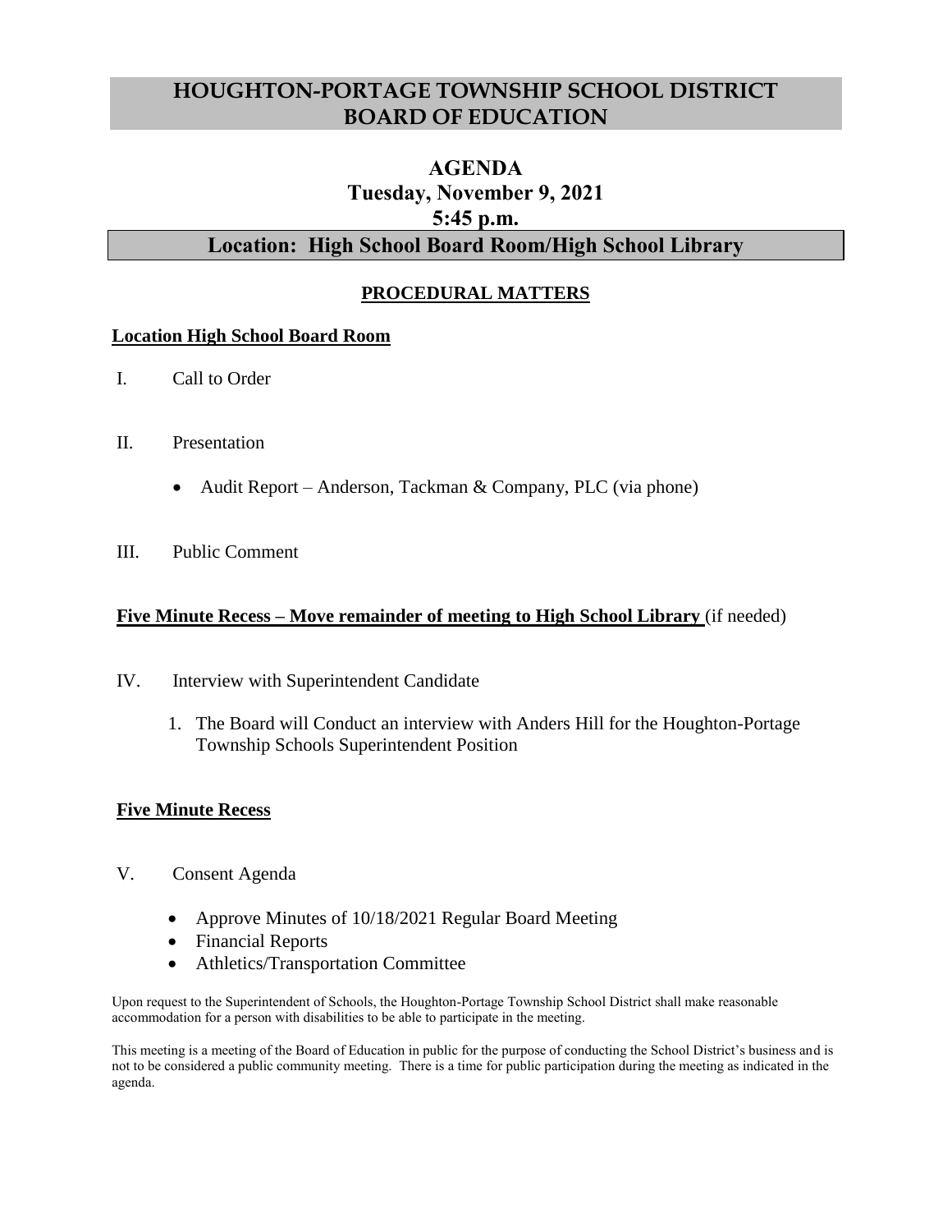# HOUGHTON-PORTAGE TOWNSHIP SCHOOL DISTRICT BOARD OF EDUCATION

## AGENDA
## Tuesday, November 9, 2021
## 5:45 p.m.

## Location: High School Board Room/High School Library

### PROCEDURAL MATTERS

**Location High School Board Room**

I. Call to Order

II. Presentation

- Audit Report – Anderson, Tackman & Company, PLC (via phone)

III. Public Comment

**Five Minute Recess – Move remainder of meeting to High School Library** (if needed)

IV. Interview with Superintendent Candidate

1. The Board will Conduct an interview with Anders Hill for the Houghton-Portage Township Schools Superintendent Position

**Five Minute Recess**

V. Consent Agenda

- Approve Minutes of 10/18/2021 Regular Board Meeting
- Financial Reports
- Athletics/Transportation Committee

Upon request to the Superintendent of Schools, the Houghton-Portage Township School District shall make reasonable accommodation for a person with disabilities to be able to participate in the meeting.

This meeting is a meeting of the Board of Education in public for the purpose of conducting the School District's business and is not to be considered a public community meeting. There is a time for public participation during the meeting as indicated in the agenda.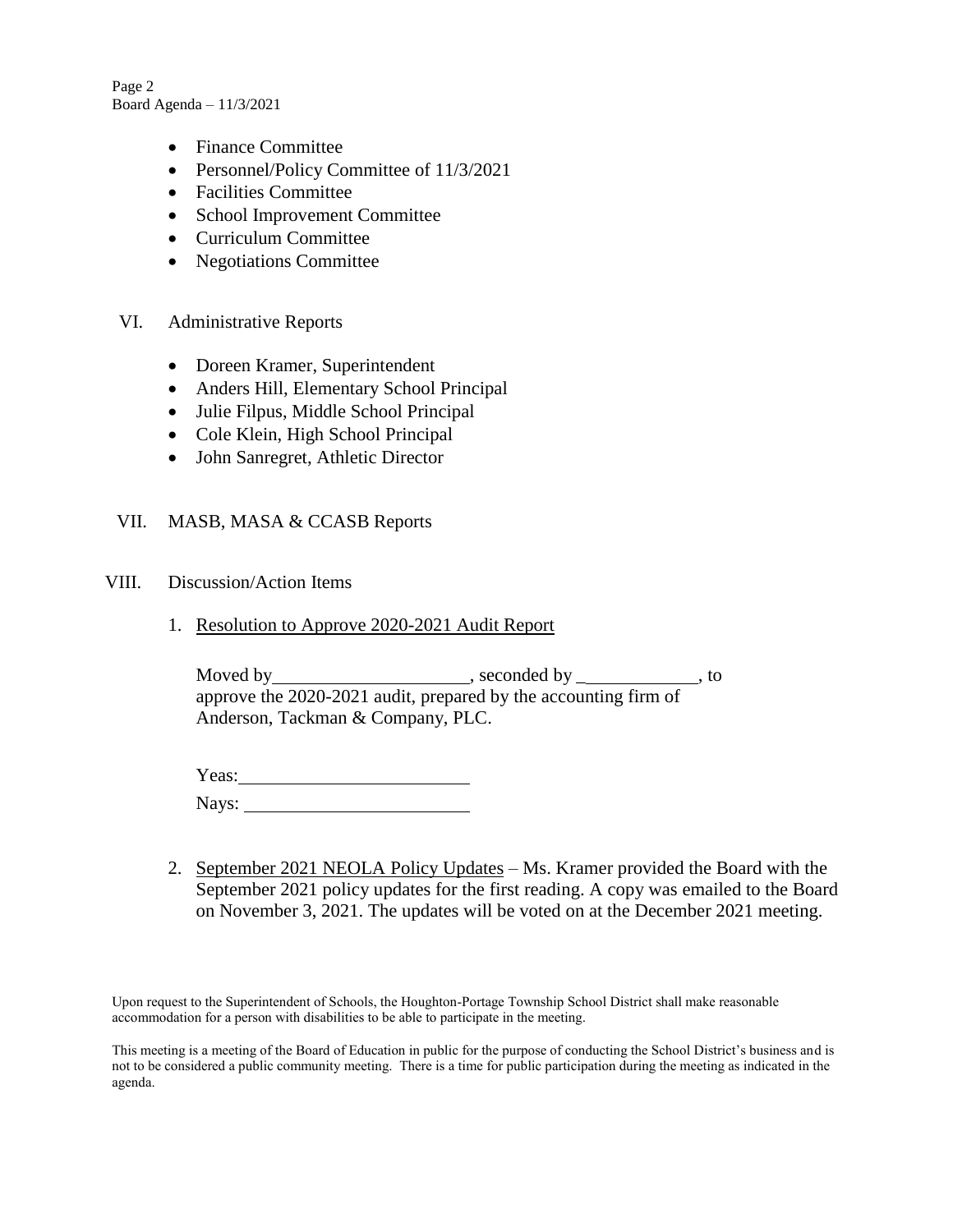- Finance Committee
- Personnel/Policy Committee of 11/3/2021
- Facilities Committee
- School Improvement Committee
- Curriculum Committee
- Negotiations Committee

VI. Administrative Reports

- Doreen Kramer, Superintendent
- Anders Hill, Elementary School Principal
- Julie Filpus, Middle School Principal
- Cole Klein, High School Principal
- John Sanregret, Athletic Director

VII. MASB, MASA & CCASB Reports

VIII. Discussion/Action Items

1. <u>Resolution to Approve 2020-2021 Audit Report</u>

   Moved by_____________________, seconded by _____________, to approve the 2020-2021 audit, prepared by the accounting firm of Anderson, Tackman & Company, PLC.

   Yeas:_________________________

   Nays: _________________________

2. <u>September 2021 NEOLA Policy Updates</u> – Ms. Kramer provided the Board with the September 2021 policy updates for the first reading. A copy was emailed to the Board on November 3, 2021. The updates will be voted on at the December 2021 meeting.

Upon request to the Superintendent of Schools, the Houghton-Portage Township School District shall make reasonable accommodation for a person with disabilities to be able to participate in the meeting.

This meeting is a meeting of the Board of Education in public for the purpose of conducting the School District's business and is not to be considered a public community meeting. There is a time for public participation during the meeting as indicated in the agenda.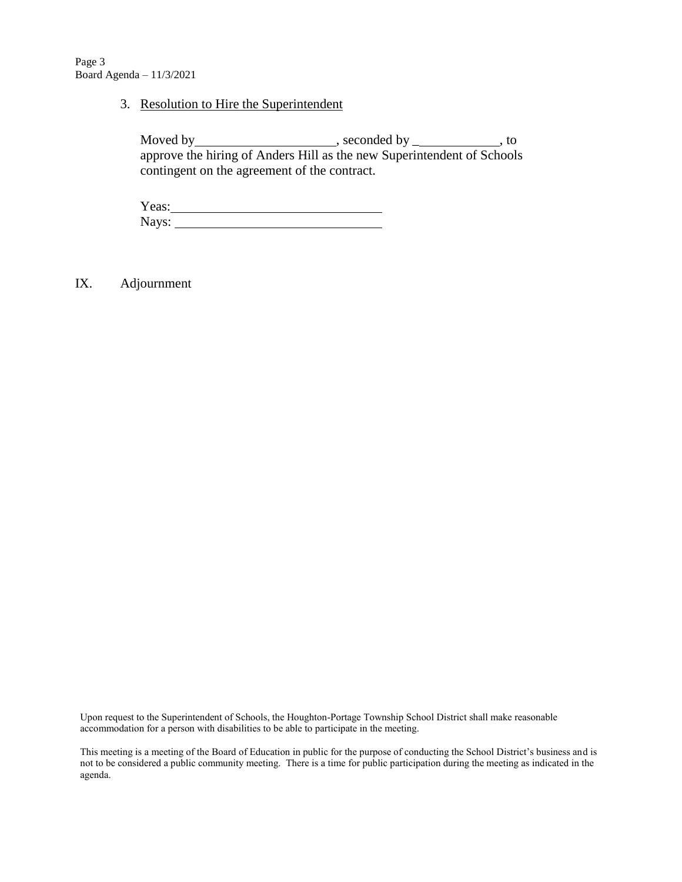3. <u>Resolution to Hire the Superintendent</u>

   Moved by\_\_\_\_\_\_\_\_\_\_\_\_\_\_\_\_\_\_\_\_\_\_, seconded by \_\_\_\_\_\_\_\_\_\_\_\_\_\_, to approve the hiring of Anders Hill as the new Superintendent of Schools contingent on the agreement of the contract.

   Yeas:\_\_\_\_\_\_\_\_\_\_\_\_\_\_\_\_\_\_\_\_\_\_\_\_\_\_\_\_\_\_\_\_
   Nays: \_\_\_\_\_\_\_\_\_\_\_\_\_\_\_\_\_\_\_\_\_\_\_\_\_\_\_\_\_\_\_\_

IX. Adjournment

Upon request to the Superintendent of Schools, the Houghton-Portage Township School District shall make reasonable accommodation for a person with disabilities to be able to participate in the meeting.

This meeting is a meeting of the Board of Education in public for the purpose of conducting the School District's business and is not to be considered a public community meeting. There is a time for public participation during the meeting as indicated in the agenda.